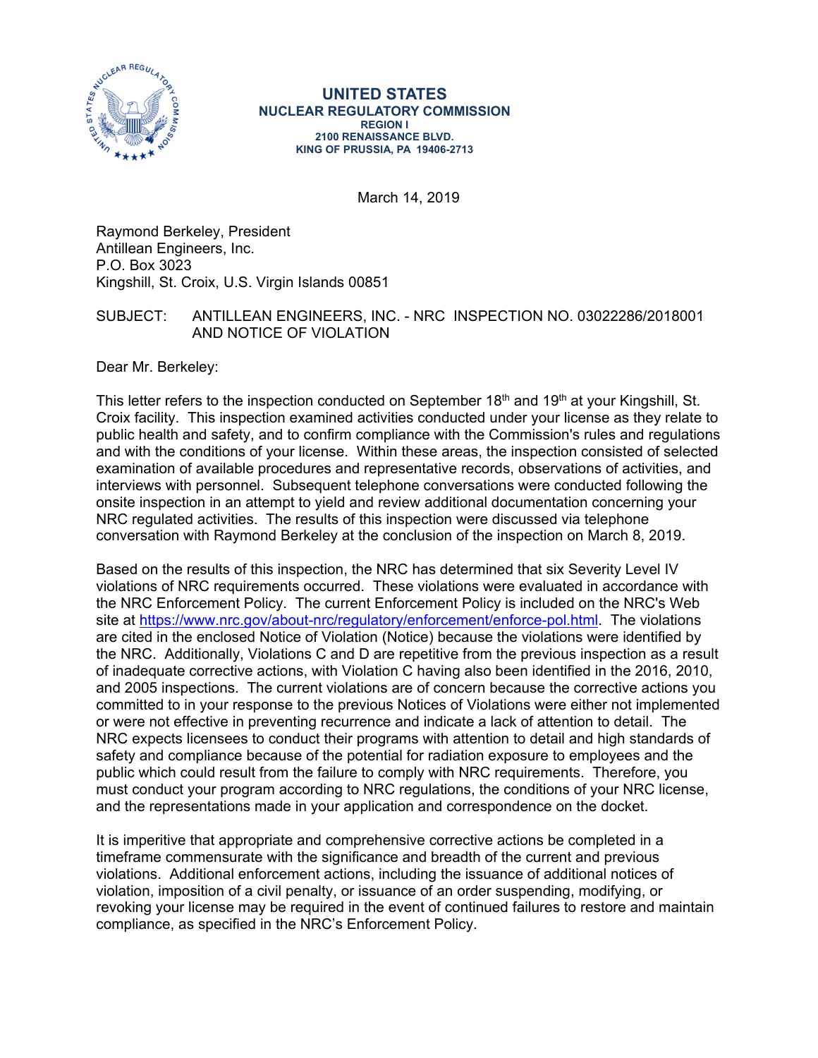**UNITED STATES**
**NUCLEAR REGULATORY COMMISSION**
**REGION I**
**2100 RENAISSANCE BLVD.**
**KING OF PRUSSIA, PA 19406-2713**

March 14, 2019

Raymond Berkeley, President
Antillean Engineers, Inc.
P.O. Box 3023
Kingshill, St. Croix, U.S. Virgin Islands 00851

SUBJECT: ANTILLEAN ENGINEERS, INC. - NRC INSPECTION NO. 03022286/2018001 AND NOTICE OF VIOLATION

Dear Mr. Berkeley:

This letter refers to the inspection conducted on September 18th and 19th at your Kingshill, St. Croix facility. This inspection examined activities conducted under your license as they relate to public health and safety, and to confirm compliance with the Commission's rules and regulations and with the conditions of your license. Within these areas, the inspection consisted of selected examination of available procedures and representative records, observations of activities, and interviews with personnel. Subsequent telephone conversations were conducted following the onsite inspection in an attempt to yield and review additional documentation concerning your NRC regulated activities. The results of this inspection were discussed via telephone conversation with Raymond Berkeley at the conclusion of the inspection on March 8, 2019.

Based on the results of this inspection, the NRC has determined that six Severity Level IV violations of NRC requirements occurred. These violations were evaluated in accordance with the NRC Enforcement Policy. The current Enforcement Policy is included on the NRC's Web site at https://www.nrc.gov/about-nrc/regulatory/enforcement/enforce-pol.html. The violations are cited in the enclosed Notice of Violation (Notice) because the violations were identified by the NRC. Additionally, Violations C and D are repetitive from the previous inspection as a result of inadequate corrective actions, with Violation C having also been identified in the 2016, 2010, and 2005 inspections. The current violations are of concern because the corrective actions you committed to in your response to the previous Notices of Violations were either not implemented or were not effective in preventing recurrence and indicate a lack of attention to detail. The NRC expects licensees to conduct their programs with attention to detail and high standards of safety and compliance because of the potential for radiation exposure to employees and the public which could result from the failure to comply with NRC requirements. Therefore, you must conduct your program according to NRC regulations, the conditions of your NRC license, and the representations made in your application and correspondence on the docket.

It is imperitive that appropriate and comprehensive corrective actions be completed in a timeframe commensurate with the significance and breadth of the current and previous violations. Additional enforcement actions, including the issuance of additional notices of violation, imposition of a civil penalty, or issuance of an order suspending, modifying, or revoking your license may be required in the event of continued failures to restore and maintain compliance, as specified in the NRC's Enforcement Policy.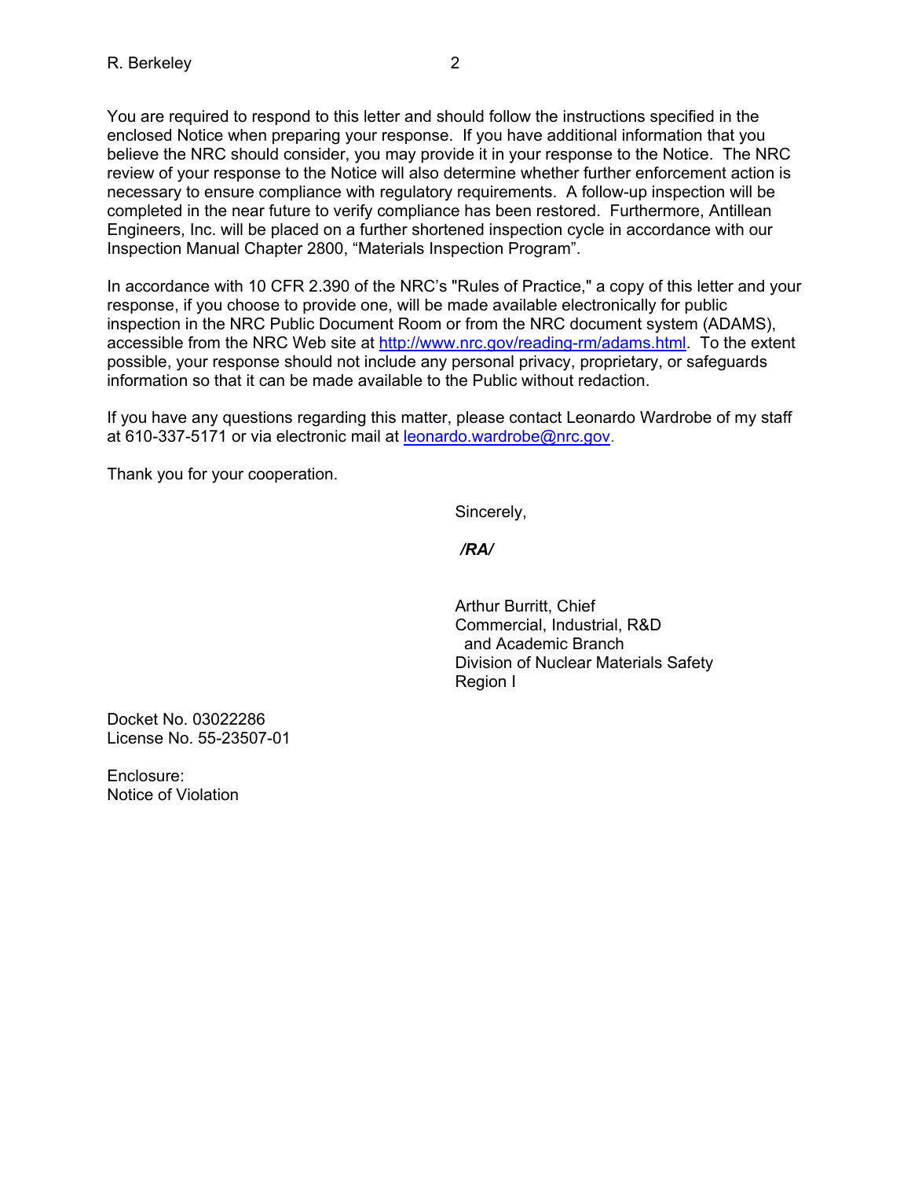You are required to respond to this letter and should follow the instructions specified in the enclosed Notice when preparing your response. If you have additional information that you believe the NRC should consider, you may provide it in your response to the Notice. The NRC review of your response to the Notice will also determine whether further enforcement action is necessary to ensure compliance with regulatory requirements. A follow-up inspection will be completed in the near future to verify compliance has been restored. Furthermore, Antillean Engineers, Inc. will be placed on a further shortened inspection cycle in accordance with our Inspection Manual Chapter 2800, "Materials Inspection Program".

In accordance with 10 CFR 2.390 of the NRC's "Rules of Practice," a copy of this letter and your response, if you choose to provide one, will be made available electronically for public inspection in the NRC Public Document Room or from the NRC document system (ADAMS), accessible from the NRC Web site at http://www.nrc.gov/reading-rm/adams.html. To the extent possible, your response should not include any personal privacy, proprietary, or safeguards information so that it can be made available to the Public without redaction.

If you have any questions regarding this matter, please contact Leonardo Wardrobe of my staff at 610-337-5171 or via electronic mail at leonardo.wardrobe@nrc.gov.

Thank you for your cooperation.

Sincerely,

*/RA/*

Arthur Burritt, Chief
Commercial, Industrial, R&D
and Academic Branch
Division of Nuclear Materials Safety
Region I

Docket No. 03022286
License No. 55-23507-01

Enclosure:
Notice of Violation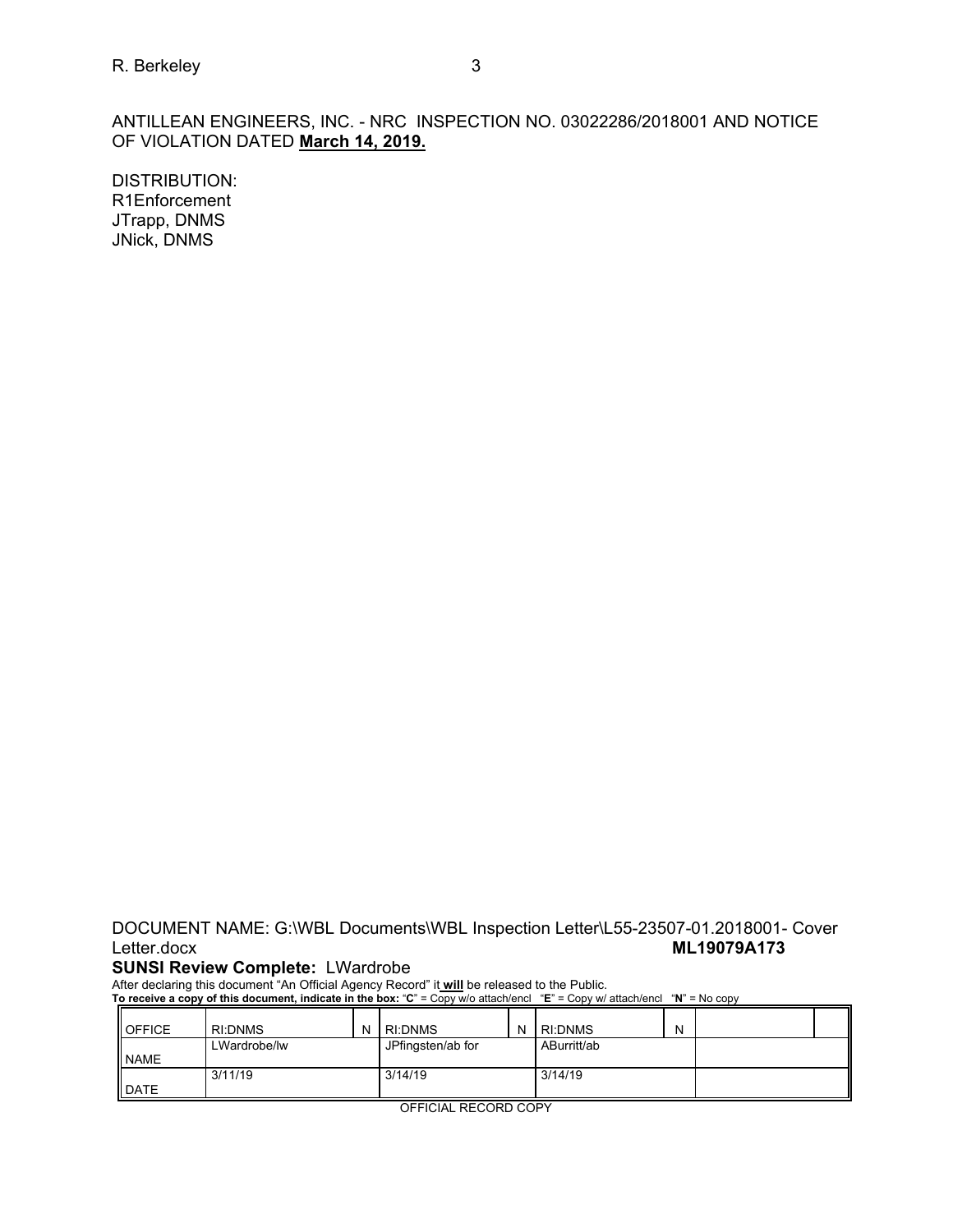ANTILLEAN ENGINEERS, INC. - NRC INSPECTION NO. 03022286/2018001 AND NOTICE OF VIOLATION DATED **March 14, 2019.**

DISTRIBUTION:
R1Enforcement
JTrapp, DNMS
JNick, DNMS

DOCUMENT NAME: G:\WBL Documents\WBL Inspection Letter\L55-23507-01.2018001- Cover Letter.docx **ML19079A173**

**SUNSI Review Complete:** LWardrobe

After declaring this document "An Official Agency Record" it **will** be released to the Public.

**To receive a copy of this document, indicate in the box:** "**C**" = Copy w/o attach/encl "**E**" = Copy w/ attach/encl "**N**" = No copy

| OFFICE | RI:DNMS | N | RI:DNMS | N | RI:DNMS | N | | |
|---|---|---|---|---|---|---|---|---|
| NAME | LWardrobe/lw | | JPfingsten/ab for | | ABurritt/ab | | | |
| DATE | 3/11/19 | | 3/14/19 | | 3/14/19 | | | |

OFFICIAL RECORD COPY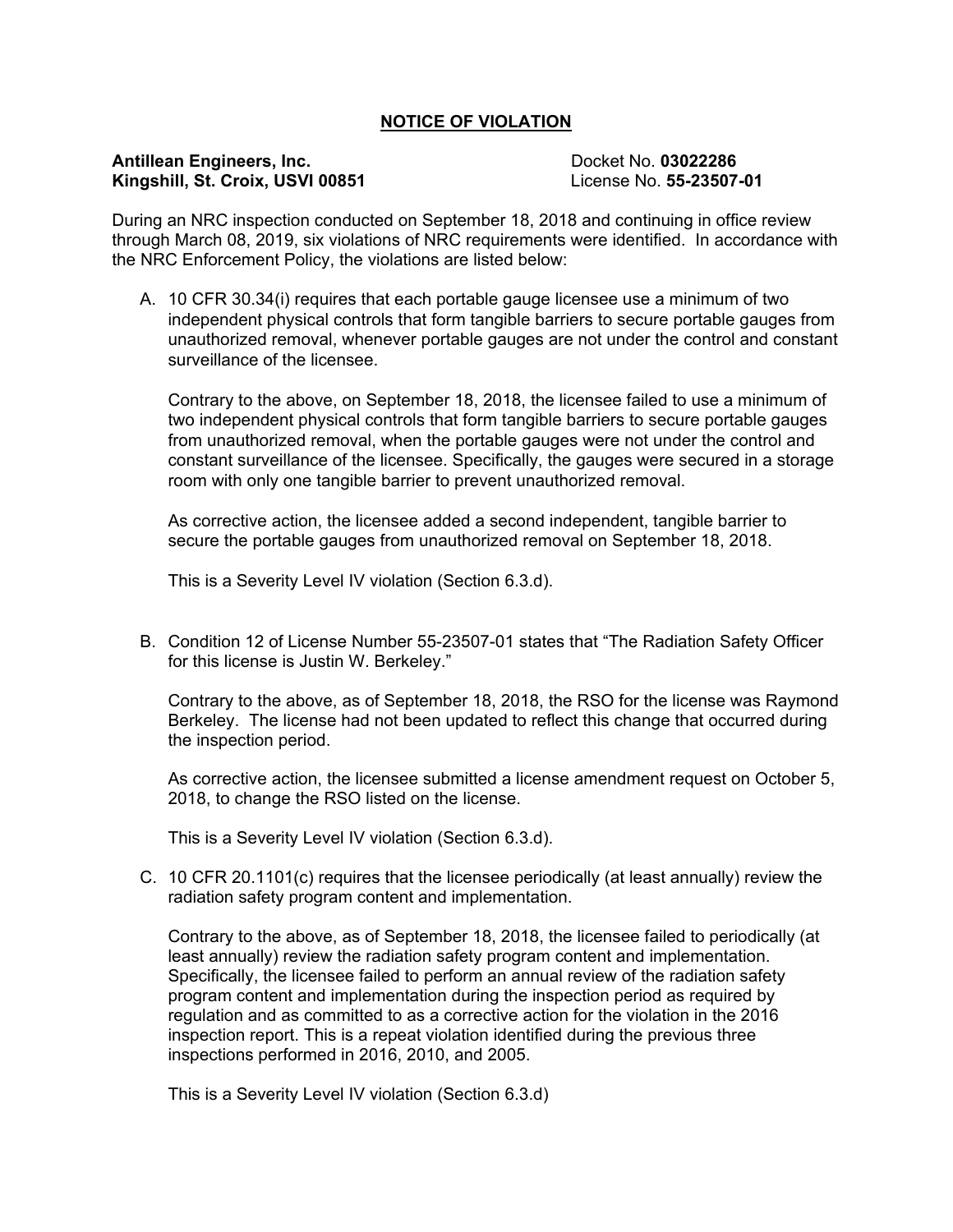# NOTICE OF VIOLATION

**Antillean Engineers, Inc.**
**Kingshill, St. Croix, USVI 00851**

Docket No. **03022286**
License No. **55-23507-01**

During an NRC inspection conducted on September 18, 2018 and continuing in office review through March 08, 2019, six violations of NRC requirements were identified. In accordance with the NRC Enforcement Policy, the violations are listed below:

A. 10 CFR 30.34(i) requires that each portable gauge licensee use a minimum of two independent physical controls that form tangible barriers to secure portable gauges from unauthorized removal, whenever portable gauges are not under the control and constant surveillance of the licensee.

   Contrary to the above, on September 18, 2018, the licensee failed to use a minimum of two independent physical controls that form tangible barriers to secure portable gauges from unauthorized removal, when the portable gauges were not under the control and constant surveillance of the licensee. Specifically, the gauges were secured in a storage room with only one tangible barrier to prevent unauthorized removal.

   As corrective action, the licensee added a second independent, tangible barrier to secure the portable gauges from unauthorized removal on September 18, 2018.

   This is a Severity Level IV violation (Section 6.3.d).

B. Condition 12 of License Number 55-23507-01 states that "The Radiation Safety Officer for this license is Justin W. Berkeley."

   Contrary to the above, as of September 18, 2018, the RSO for the license was Raymond Berkeley. The license had not been updated to reflect this change that occurred during the inspection period.

   As corrective action, the licensee submitted a license amendment request on October 5, 2018, to change the RSO listed on the license.

   This is a Severity Level IV violation (Section 6.3.d).

C. 10 CFR 20.1101(c) requires that the licensee periodically (at least annually) review the radiation safety program content and implementation.

   Contrary to the above, as of September 18, 2018, the licensee failed to periodically (at least annually) review the radiation safety program content and implementation. Specifically, the licensee failed to perform an annual review of the radiation safety program content and implementation during the inspection period as required by regulation and as committed to as a corrective action for the violation in the 2016 inspection report. This is a repeat violation identified during the previous three inspections performed in 2016, 2010, and 2005.

   This is a Severity Level IV violation (Section 6.3.d)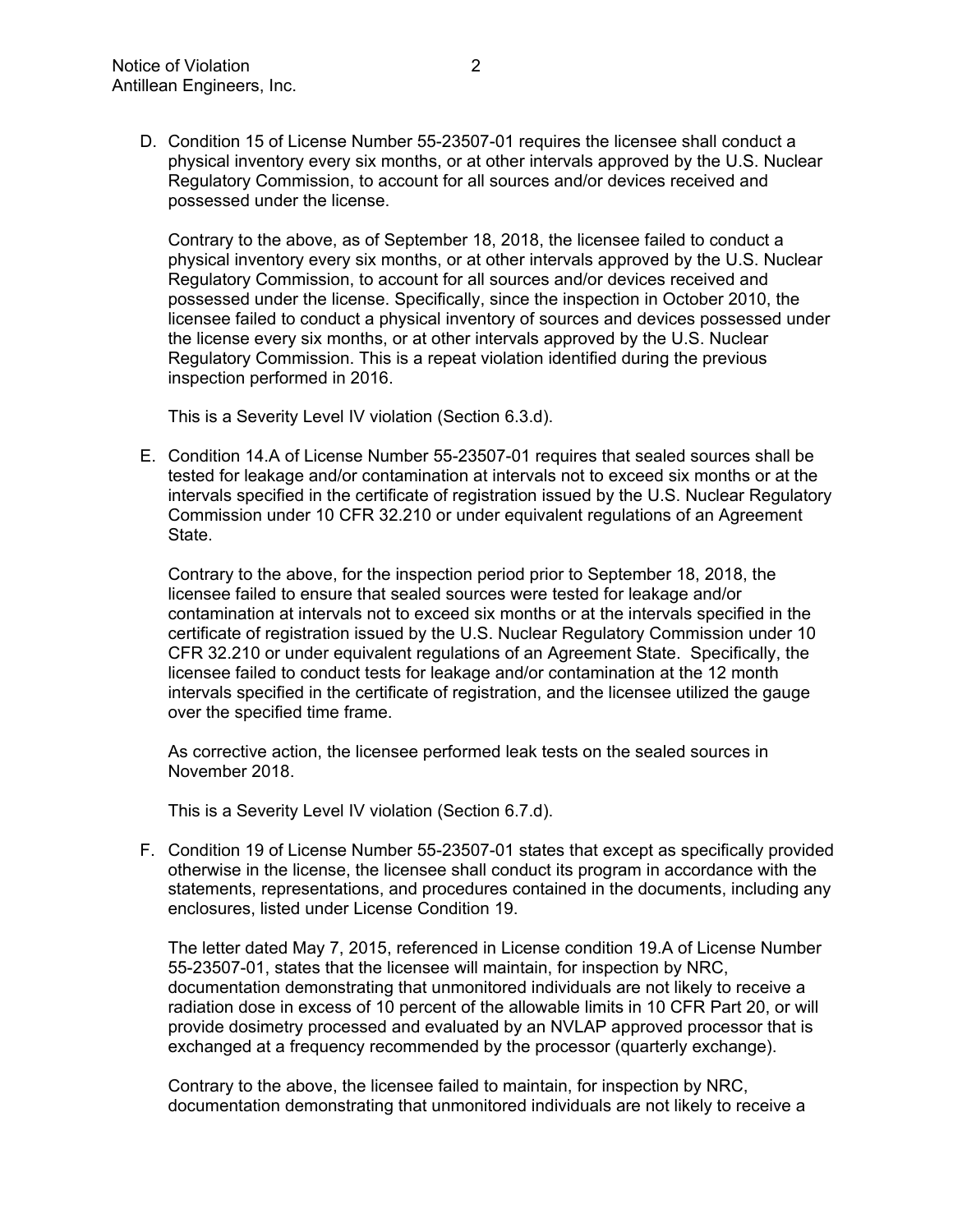D. Condition 15 of License Number 55-23507-01 requires the licensee shall conduct a physical inventory every six months, or at other intervals approved by the U.S. Nuclear Regulatory Commission, to account for all sources and/or devices received and possessed under the license.

   Contrary to the above, as of September 18, 2018, the licensee failed to conduct a physical inventory every six months, or at other intervals approved by the U.S. Nuclear Regulatory Commission, to account for all sources and/or devices received and possessed under the license. Specifically, since the inspection in October 2010, the licensee failed to conduct a physical inventory of sources and devices possessed under the license every six months, or at other intervals approved by the U.S. Nuclear Regulatory Commission. This is a repeat violation identified during the previous inspection performed in 2016.

   This is a Severity Level IV violation (Section 6.3.d).

E. Condition 14.A of License Number 55-23507-01 requires that sealed sources shall be tested for leakage and/or contamination at intervals not to exceed six months or at the intervals specified in the certificate of registration issued by the U.S. Nuclear Regulatory Commission under 10 CFR 32.210 or under equivalent regulations of an Agreement State.

   Contrary to the above, for the inspection period prior to September 18, 2018, the licensee failed to ensure that sealed sources were tested for leakage and/or contamination at intervals not to exceed six months or at the intervals specified in the certificate of registration issued by the U.S. Nuclear Regulatory Commission under 10 CFR 32.210 or under equivalent regulations of an Agreement State. Specifically, the licensee failed to conduct tests for leakage and/or contamination at the 12 month intervals specified in the certificate of registration, and the licensee utilized the gauge over the specified time frame.

   As corrective action, the licensee performed leak tests on the sealed sources in November 2018.

   This is a Severity Level IV violation (Section 6.7.d).

F. Condition 19 of License Number 55-23507-01 states that except as specifically provided otherwise in the license, the licensee shall conduct its program in accordance with the statements, representations, and procedures contained in the documents, including any enclosures, listed under License Condition 19.

   The letter dated May 7, 2015, referenced in License condition 19.A of License Number 55-23507-01, states that the licensee will maintain, for inspection by NRC, documentation demonstrating that unmonitored individuals are not likely to receive a radiation dose in excess of 10 percent of the allowable limits in 10 CFR Part 20, or will provide dosimetry processed and evaluated by an NVLAP approved processor that is exchanged at a frequency recommended by the processor (quarterly exchange).

   Contrary to the above, the licensee failed to maintain, for inspection by NRC, documentation demonstrating that unmonitored individuals are not likely to receive a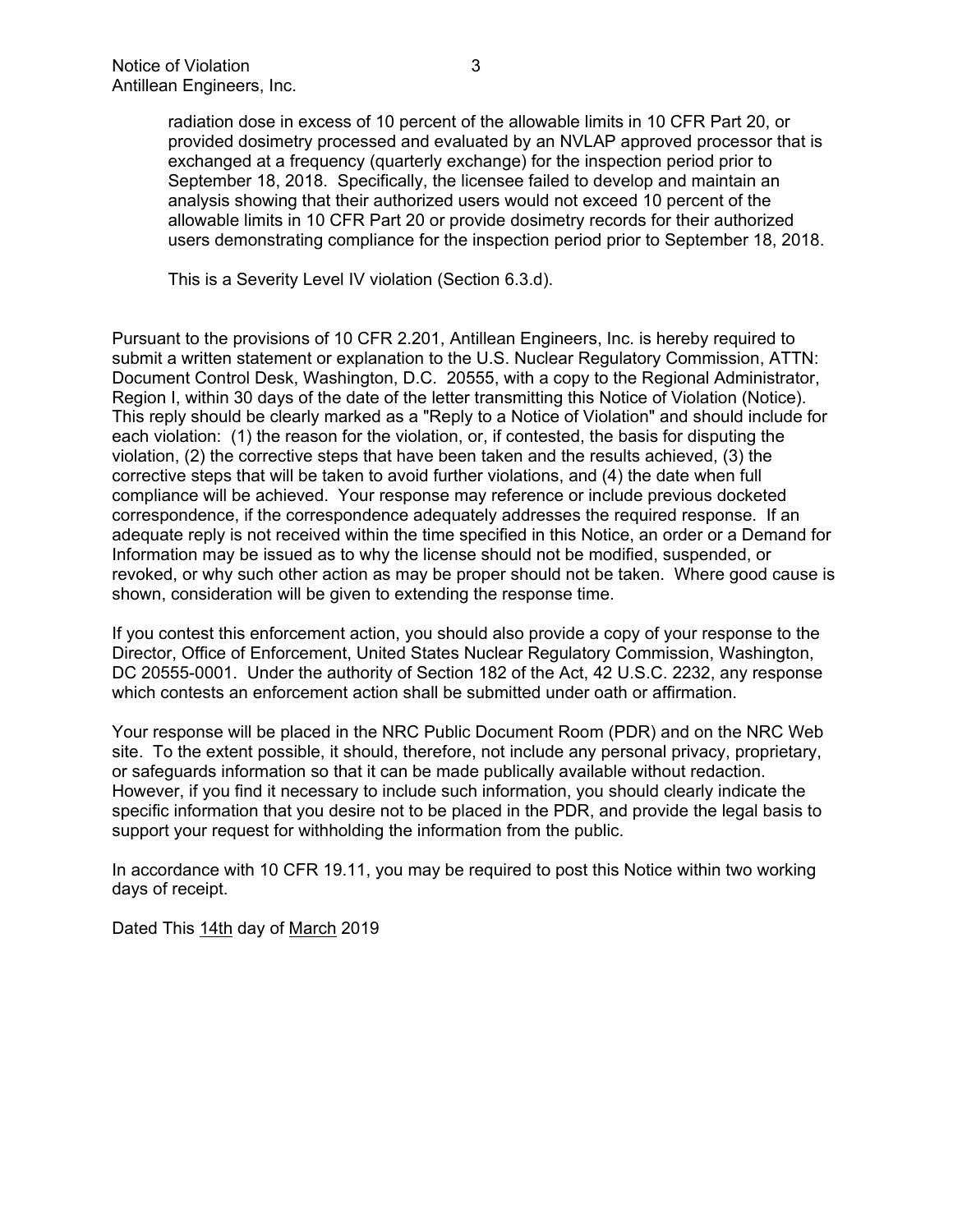radiation dose in excess of 10 percent of the allowable limits in 10 CFR Part 20, or provided dosimetry processed and evaluated by an NVLAP approved processor that is exchanged at a frequency (quarterly exchange) for the inspection period prior to September 18, 2018. Specifically, the licensee failed to develop and maintain an analysis showing that their authorized users would not exceed 10 percent of the allowable limits in 10 CFR Part 20 or provide dosimetry records for their authorized users demonstrating compliance for the inspection period prior to September 18, 2018.

This is a Severity Level IV violation (Section 6.3.d).

Pursuant to the provisions of 10 CFR 2.201, Antillean Engineers, Inc. is hereby required to submit a written statement or explanation to the U.S. Nuclear Regulatory Commission, ATTN: Document Control Desk, Washington, D.C. 20555, with a copy to the Regional Administrator, Region I, within 30 days of the date of the letter transmitting this Notice of Violation (Notice). This reply should be clearly marked as a "Reply to a Notice of Violation" and should include for each violation: (1) the reason for the violation, or, if contested, the basis for disputing the violation, (2) the corrective steps that have been taken and the results achieved, (3) the corrective steps that will be taken to avoid further violations, and (4) the date when full compliance will be achieved. Your response may reference or include previous docketed correspondence, if the correspondence adequately addresses the required response. If an adequate reply is not received within the time specified in this Notice, an order or a Demand for Information may be issued as to why the license should not be modified, suspended, or revoked, or why such other action as may be proper should not be taken. Where good cause is shown, consideration will be given to extending the response time.

If you contest this enforcement action, you should also provide a copy of your response to the Director, Office of Enforcement, United States Nuclear Regulatory Commission, Washington, DC 20555-0001. Under the authority of Section 182 of the Act, 42 U.S.C. 2232, any response which contests an enforcement action shall be submitted under oath or affirmation.

Your response will be placed in the NRC Public Document Room (PDR) and on the NRC Web site. To the extent possible, it should, therefore, not include any personal privacy, proprietary, or safeguards information so that it can be made publically available without redaction. However, if you find it necessary to include such information, you should clearly indicate the specific information that you desire not to be placed in the PDR, and provide the legal basis to support your request for withholding the information from the public.

In accordance with 10 CFR 19.11, you may be required to post this Notice within two working days of receipt.

Dated This 14th day of March 2019